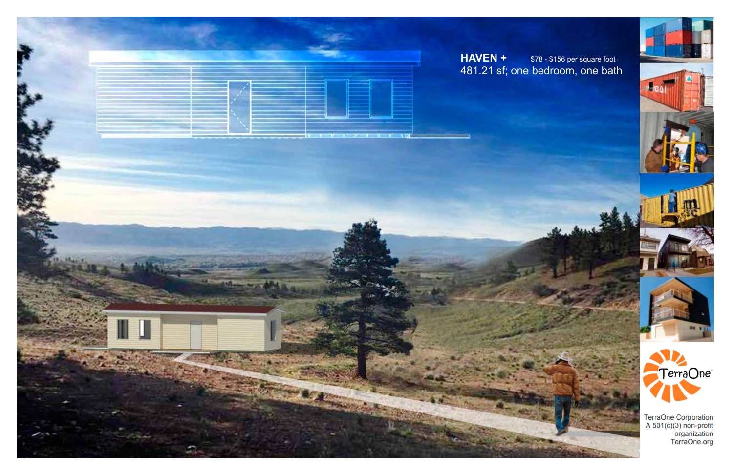**HAVEN +** $78 - $156 per square foot

481.21 sf; one bedroom, one bath

TerraOne

TerraOne Corporation
A 501(c)(3) non-profit organization
TerraOne.org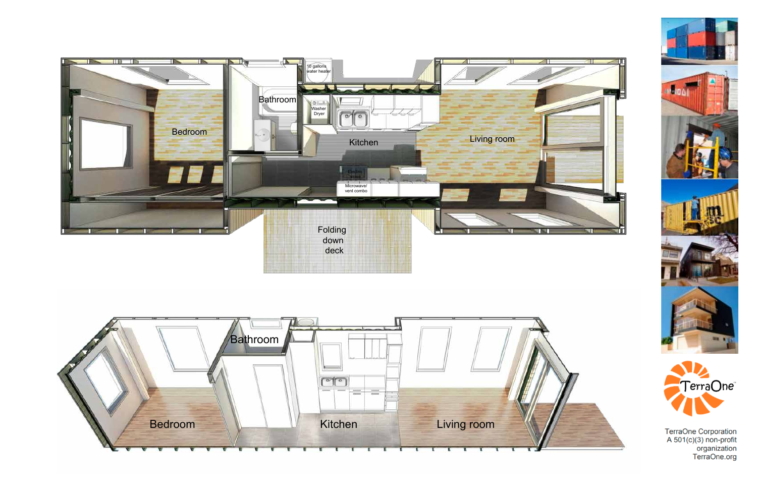10 gallons water heater

Bathroom

Washer Dryer

Bedroom

Kitchen

Living room

Electric stove

Microwave/ vent combo

Folding down deck

Bathroom

Bedroom

Kitchen

Living room

TerraOne

TerraOne Corporation
A 501(c)(3) non-profit organization
TerraOne.org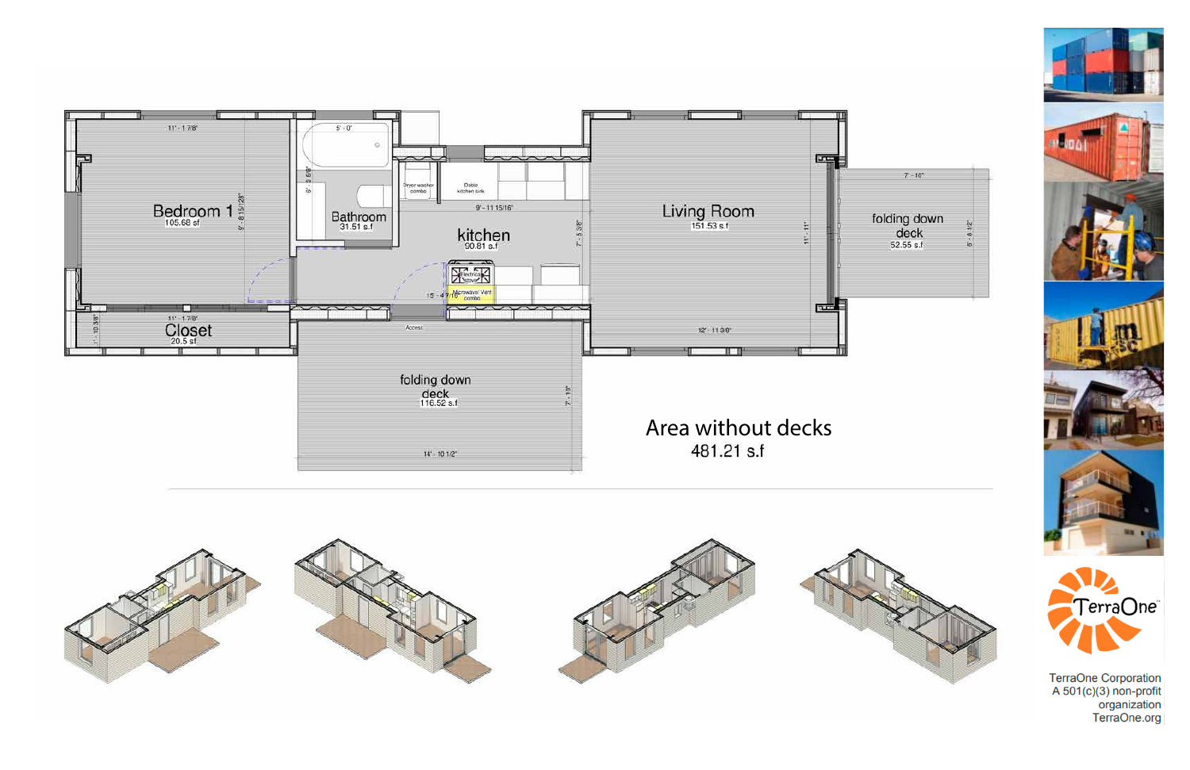Bedroom 1
105.68 sf

Closet
20.5 sf

Bathroom
31.51 s.f

kitchen
90.81 s.f

Living Room
151.53 s.f

folding down deck
52.55 s.f

folding down deck
116.52 s.f

Area without decks
481.21 s.f

TerraOne Corporation
A 501(c)(3) non-profit organization
TerraOne.org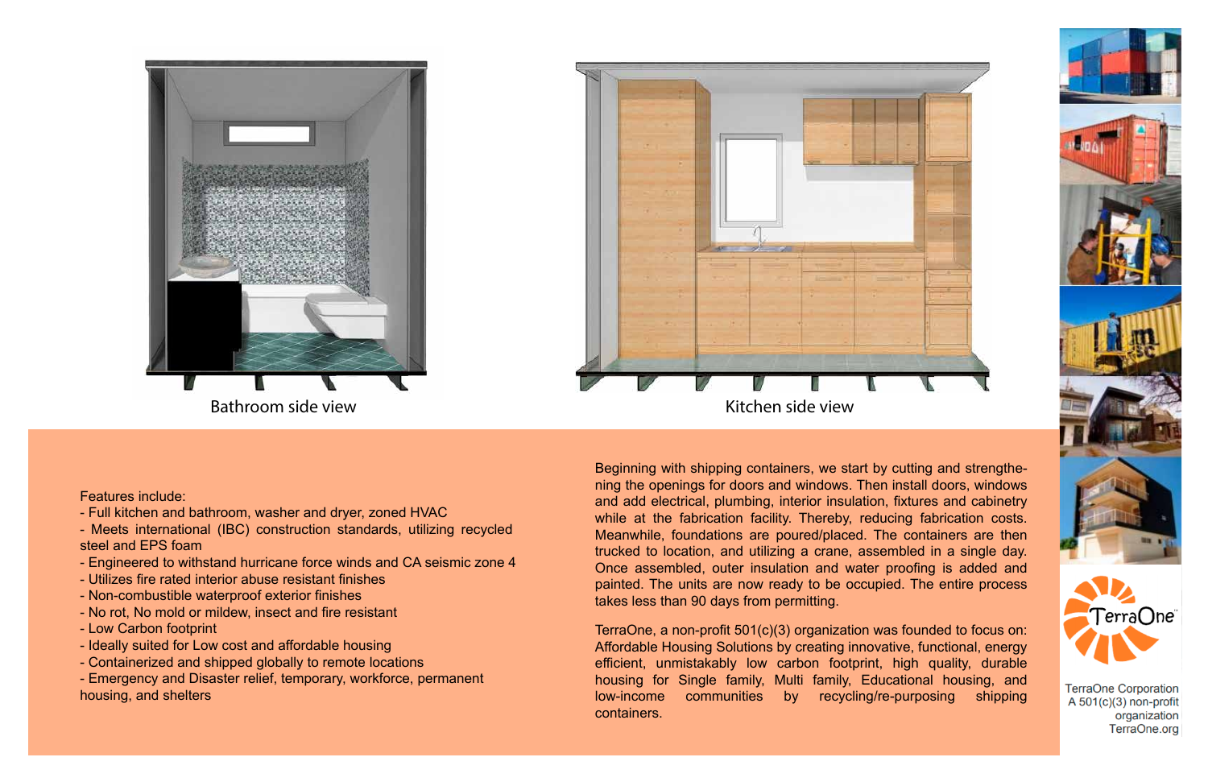Bathroom side view

Kitchen side view

Features include:

- Full kitchen and bathroom, washer and dryer, zoned HVAC
- Meets international (IBC) construction standards, utilizing recycled steel and EPS foam
- Engineered to withstand hurricane force winds and CA seismic zone 4
- Utilizes fire rated interior abuse resistant finishes
- Non-combustible waterproof exterior finishes
- No rot, No mold or mildew, insect and fire resistant
- Low Carbon footprint
- Ideally suited for Low cost and affordable housing
- Containerized and shipped globally to remote locations
- Emergency and Disaster relief, temporary, workforce, permanent housing, and shelters

Beginning with shipping containers, we start by cutting and strengthening the openings for doors and windows. Then install doors, windows and add electrical, plumbing, interior insulation, fixtures and cabinetry while at the fabrication facility. Thereby, reducing fabrication costs. Meanwhile, foundations are poured/placed. The containers are then trucked to location, and utilizing a crane, assembled in a single day. Once assembled, outer insulation and water proofing is added and painted. The units are now ready to be occupied. The entire process takes less than 90 days from permitting.

TerraOne, a non-profit 501(c)(3) organization was founded to focus on: Affordable Housing Solutions by creating innovative, functional, energy efficient, unmistakably low carbon footprint, high quality, durable housing for Single family, Multi family, Educational housing, and low-income communities by recycling/re-purposing shipping containers.

TerraOne™

TerraOne Corporation
A 501(c)(3) non-profit organization
TerraOne.org